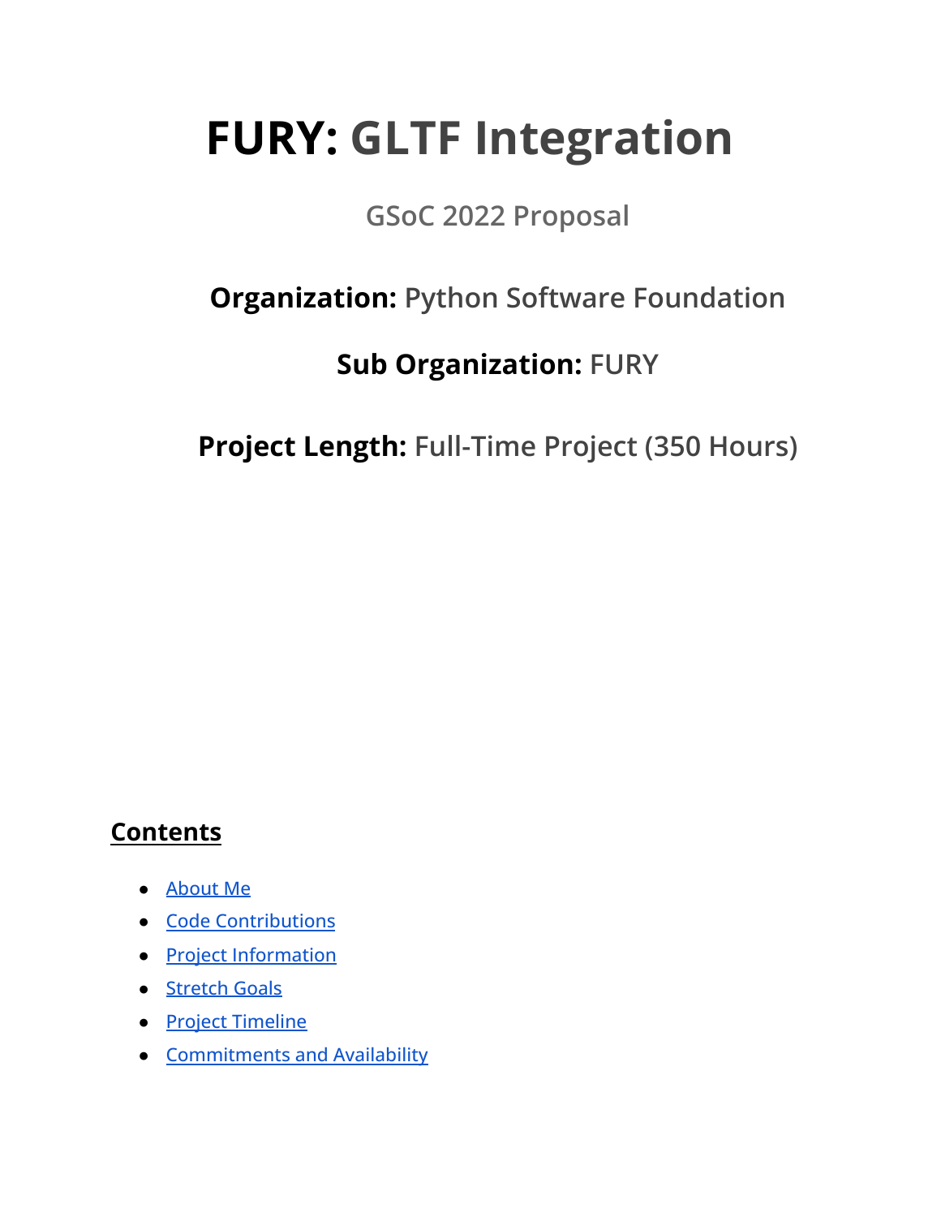# **FURY:** GLTF Integration

GSoC 2022 Proposal

**Organization:** Python Software Foundation

**Sub Organization:** FURY

**Project Length:** Full-Time Project (350 Hours)

## Contents

- About Me
- Code Contributions
- Project Information
- Stretch Goals
- Project Timeline
- Commitments and Availability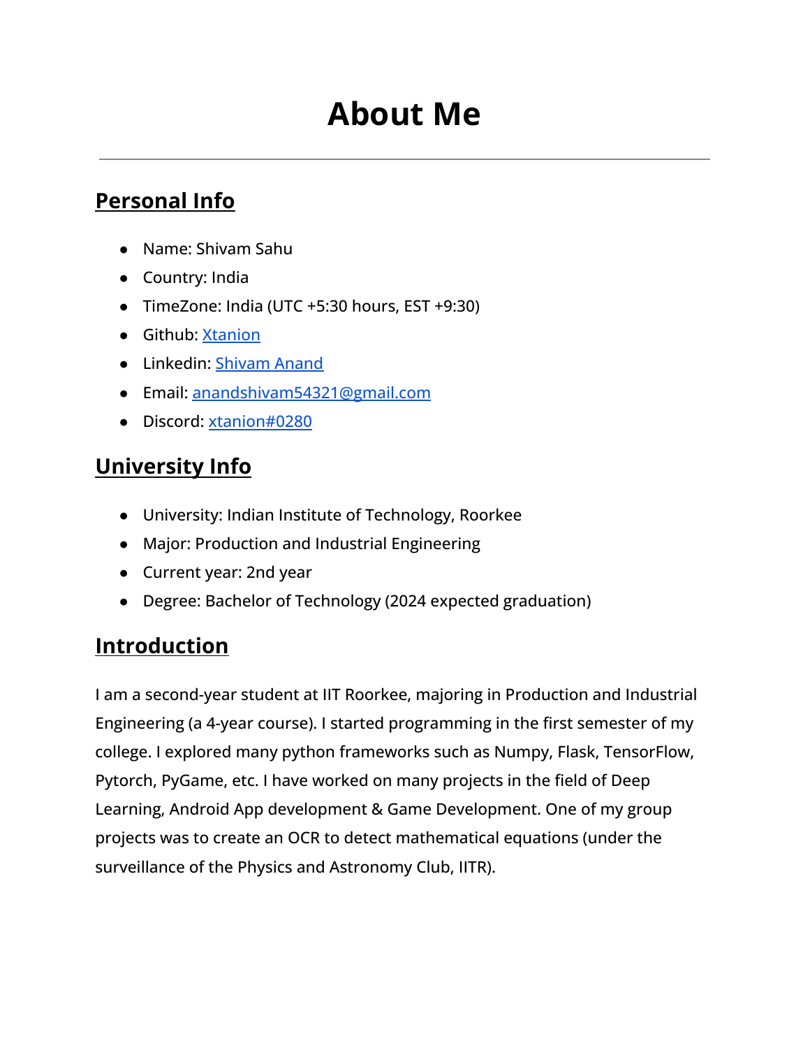# About Me

---

## Personal Info

- Name: Shivam Sahu
- Country: India
- TimeZone: India (UTC +5:30 hours, EST +9:30)
- Github: [Xtanion]()
- Linkedin: [Shivam Anand]()
- Email: [anandshivam54321@gmail.com]()
- Discord: [xtanion#0280]()

## University Info

- University: Indian Institute of Technology, Roorkee
- Major: Production and Industrial Engineering
- Current year: 2nd year
- Degree: Bachelor of Technology (2024 expected graduation)

## Introduction

I am a second-year student at IIT Roorkee, majoring in Production and Industrial Engineering (a 4-year course). I started programming in the first semester of my college. I explored many python frameworks such as Numpy, Flask, TensorFlow, Pytorch, PyGame, etc. I have worked on many projects in the field of Deep Learning, Android App development & Game Development. One of my group projects was to create an OCR to detect mathematical equations (under the surveillance of the Physics and Astronomy Club, IITR).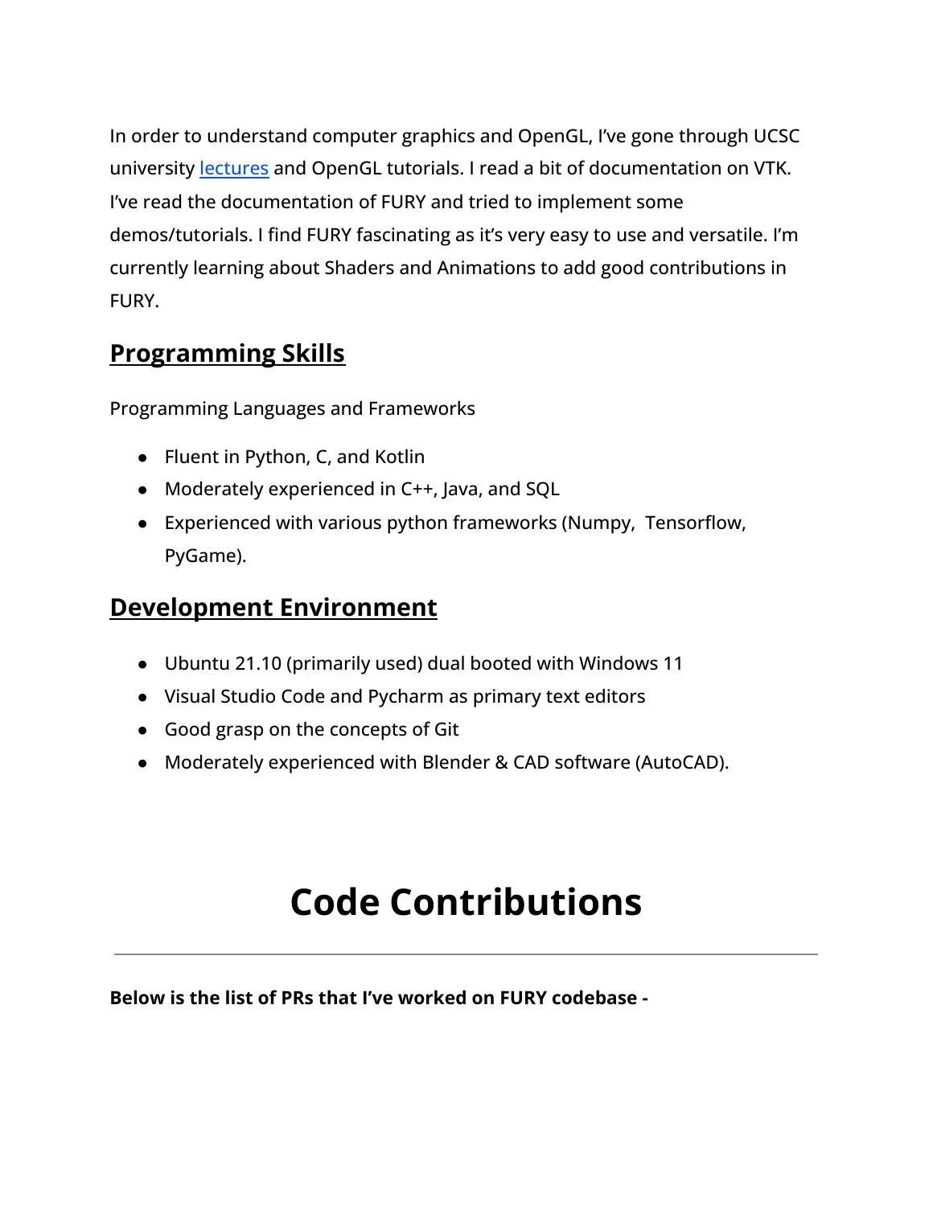In order to understand computer graphics and OpenGL, I've gone through UCSC university lectures and OpenGL tutorials. I read a bit of documentation on VTK. I've read the documentation of FURY and tried to implement some demos/tutorials. I find FURY fascinating as it's very easy to use and versatile. I'm currently learning about Shaders and Animations to add good contributions in FURY.

## Programming Skills

Programming Languages and Frameworks

- Fluent in Python, C, and Kotlin
- Moderately experienced in C++, Java, and SQL
- Experienced with various python frameworks (Numpy, Tensorflow, PyGame).

## Development Environment

- Ubuntu 21.10 (primarily used) dual booted with Windows 11
- Visual Studio Code and Pycharm as primary text editors
- Good grasp on the concepts of Git
- Moderately experienced with Blender & CAD software (AutoCAD).

# Code Contributions

---

**Below is the list of PRs that I've worked on FURY codebase -**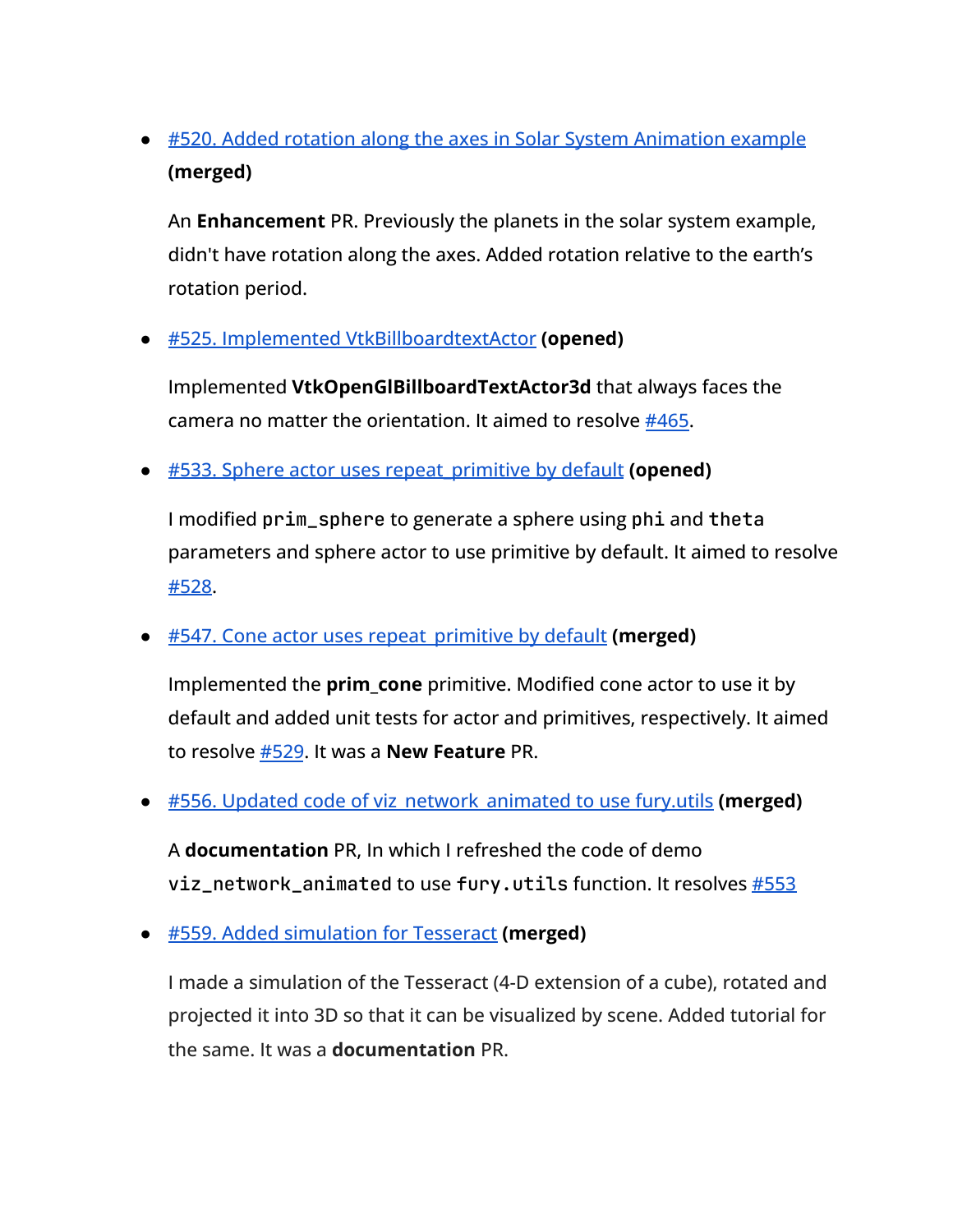- [#520. Added rotation along the axes in Solar System Animation example]() **(merged)**

  An **Enhancement** PR. Previously the planets in the solar system example, didn't have rotation along the axes. Added rotation relative to the earth's rotation period.

- [#525. Implemented VtkBillboardtextActor]() **(opened)**

  Implemented **VtkOpenGlBillboardTextActor3d** that always faces the camera no matter the orientation. It aimed to resolve [#465]().

- [#533. Sphere actor uses repeat_primitive by default]() **(opened)**

  I modified `prim_sphere` to generate a sphere using `phi` and `theta` parameters and sphere actor to use primitive by default. It aimed to resolve [#528]().

- [#547. Cone actor uses repeat_primitive by default]() **(merged)**

  Implemented the **prim_cone** primitive. Modified cone actor to use it by default and added unit tests for actor and primitives, respectively. It aimed to resolve [#529](). It was a **New Feature** PR.

- [#556. Updated code of viz_network_animated to use fury.utils]() **(merged)**

  A **documentation** PR, In which I refreshed the code of demo `viz_network_animated` to use `fury.utils` function. It resolves [#553]()

- [#559. Added simulation for Tesseract]() **(merged)**

  I made a simulation of the Tesseract (4-D extension of a cube), rotated and projected it into 3D so that it can be visualized by scene. Added tutorial for the same. It was a **documentation** PR.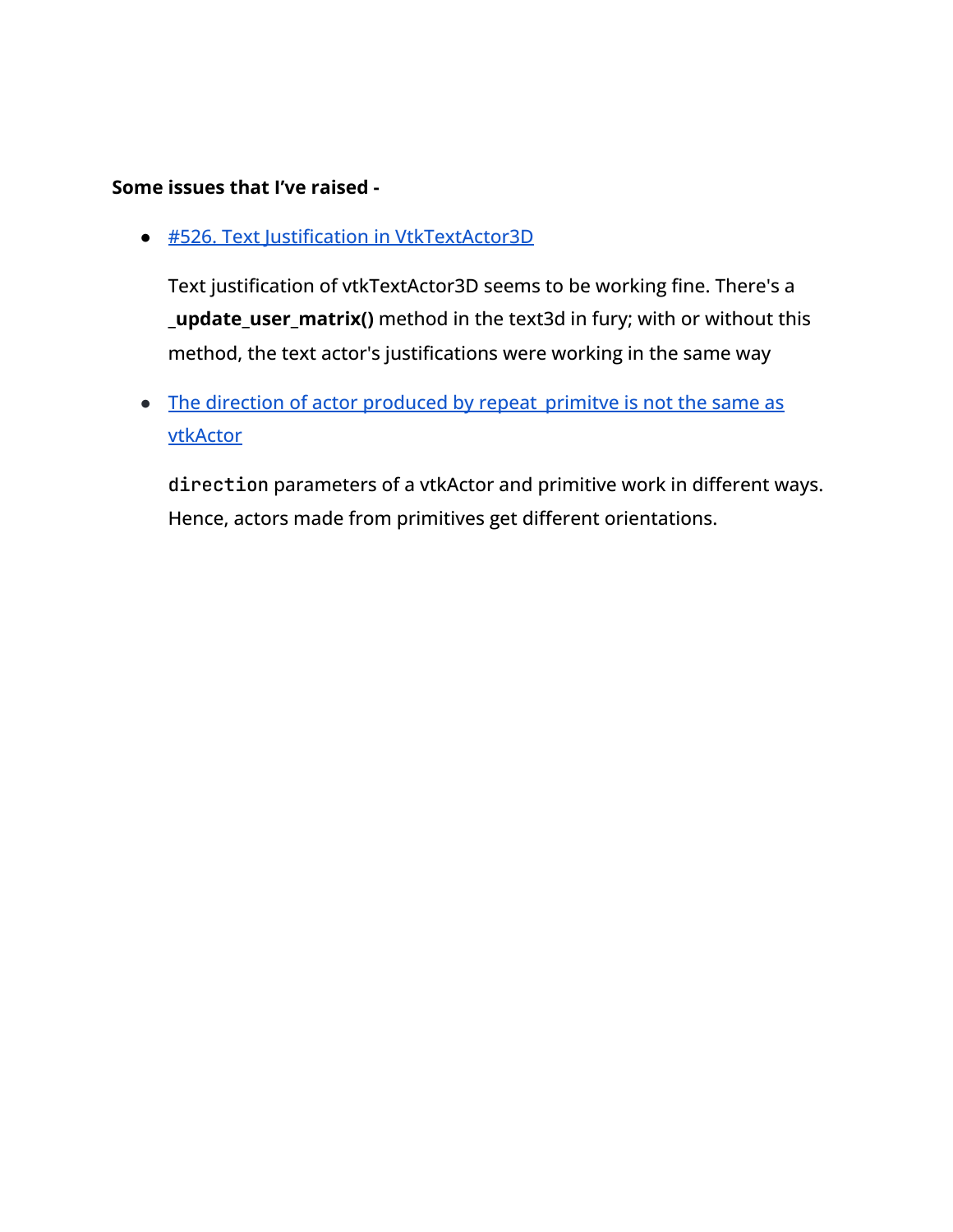**Some issues that I've raised -**

- [#526. Text Justification in VtkTextActor3D]()

  Text justification of vtkTextActor3D seems to be working fine. There's a **_update_user_matrix()** method in the text3d in fury; with or without this method, the text actor's justifications were working in the same way

- [The direction of actor produced by repeat_primitve is not the same as vtkActor]()

  `direction` parameters of a vtkActor and primitive work in different ways. Hence, actors made from primitives get different orientations.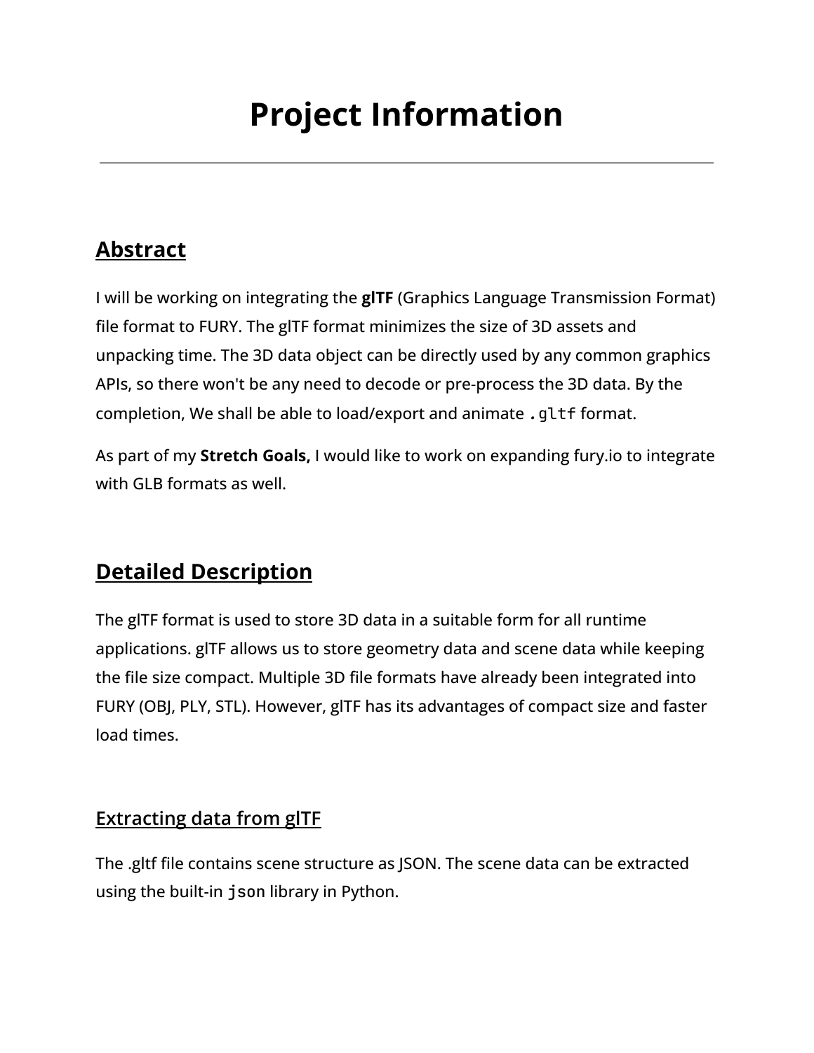# Project Information

---

## Abstract

I will be working on integrating the **glTF** (Graphics Language Transmission Format) file format to FURY. The glTF format minimizes the size of 3D assets and unpacking time. The 3D data object can be directly used by any common graphics APIs, so there won't be any need to decode or pre-process the 3D data. By the completion, We shall be able to load/export and animate `.gltf` format.

As part of my **Stretch Goals,** I would like to work on expanding fury.io to integrate with GLB formats as well.

## Detailed Description

The glTF format is used to store 3D data in a suitable form for all runtime applications. glTF allows us to store geometry data and scene data while keeping the file size compact. Multiple 3D file formats have already been integrated into FURY (OBJ, PLY, STL). However, glTF has its advantages of compact size and faster load times.

### Extracting data from glTF

The .gltf file contains scene structure as JSON. The scene data can be extracted using the built-in `json` library in Python.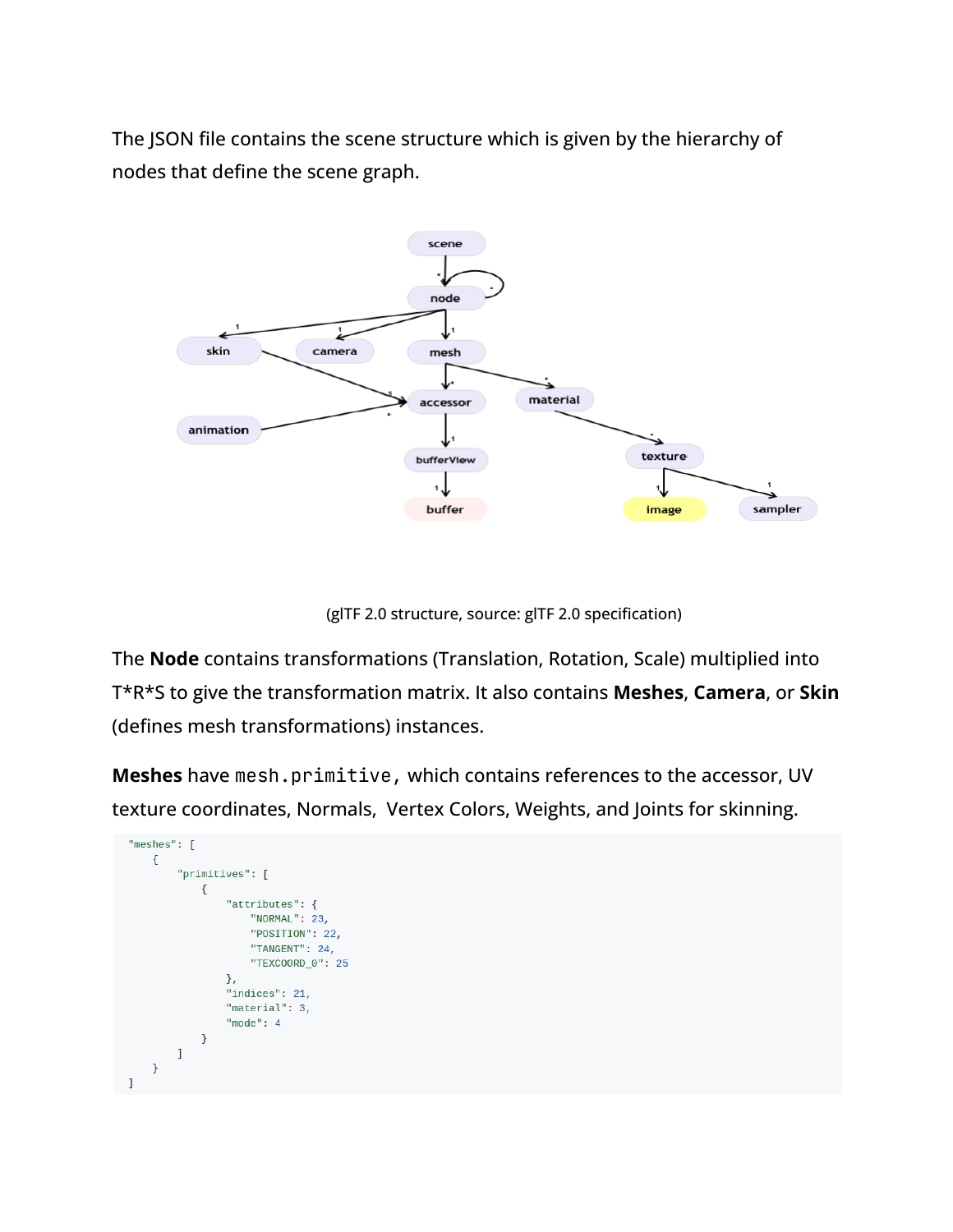The JSON file contains the scene structure which is given by the hierarchy of nodes that define the scene graph.

(glTF 2.0 structure, source: glTF 2.0 specification)

The **Node** contains transformations (Translation, Rotation, Scale) multiplied into T*R*S to give the transformation matrix. It also contains **Meshes**, **Camera**, or **Skin** (defines mesh transformations) instances.

**Meshes** have `mesh.primitive`, which contains references to the accessor, UV texture coordinates, Normals, Vertex Colors, Weights, and Joints for skinning.

```
"meshes": [
    {
        "primitives": [
            {
                "attributes": {
                    "NORMAL": 23,
                    "POSITION": 22,
                    "TANGENT": 24,
                    "TEXCOORD_0": 25
                },
                "indices": 21,
                "material": 3,
                "mode": 4
            }
        ]
    }
]
```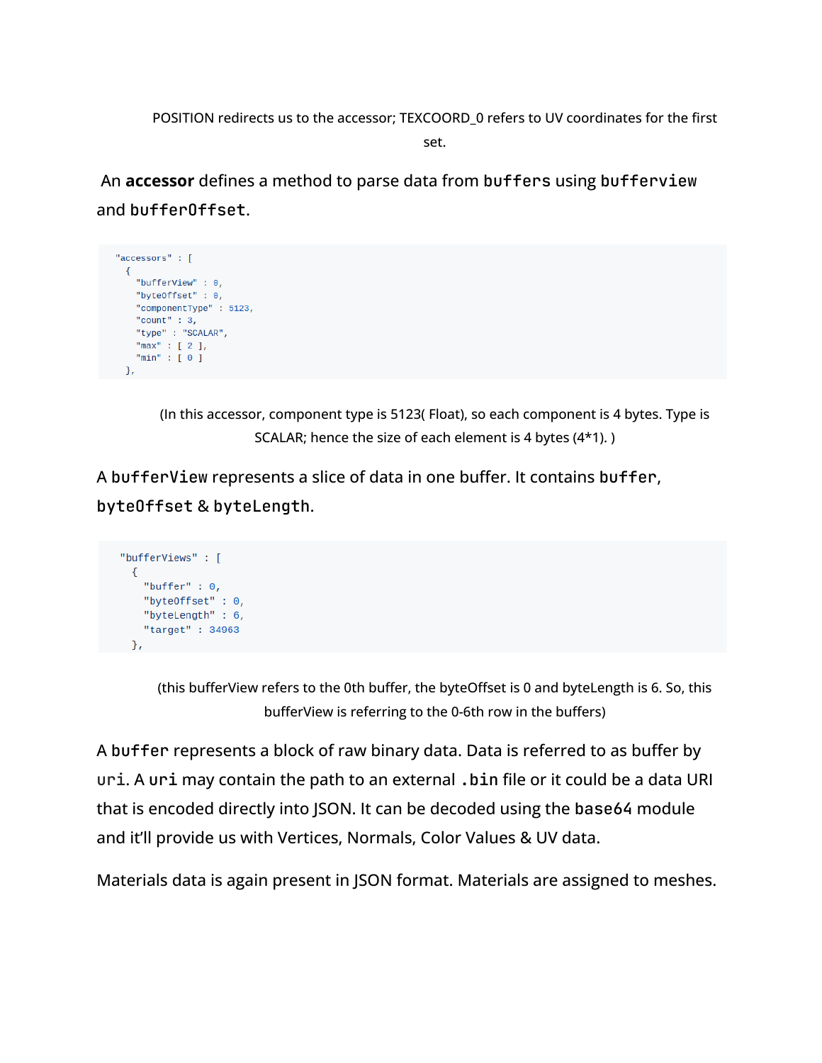POSITION redirects us to the accessor; TEXCOORD_0 refers to UV coordinates for the first set.

An **accessor** defines a method to parse data from `buffers` using `bufferview` and `bufferOffset`.

```
"accessors" : [
  {
    "bufferView" : 0,
    "byteOffset" : 0,
    "componentType" : 5123,
    "count" : 3,
    "type" : "SCALAR",
    "max" : [ 2 ],
    "min" : [ 0 ]
  },
```

(In this accessor, component type is 5123( Float), so each component is 4 bytes. Type is SCALAR; hence the size of each element is 4 bytes (4*1). )

A `bufferView` represents a slice of data in one buffer. It contains `buffer`, `byteOffset` & `byteLength`.

```
"bufferViews" : [
  {
    "buffer" : 0,
    "byteOffset" : 0,
    "byteLength" : 6,
    "target" : 34963
  },
```

(this bufferView refers to the 0th buffer, the byteOffset is 0 and byteLength is 6. So, this bufferView is referring to the 0-6th row in the buffers)

A `buffer` represents a block of raw binary data. Data is referred to as buffer by `uri`. A `uri` may contain the path to an external `.bin` file or it could be a data URI that is encoded directly into JSON. It can be decoded using the `base64` module and it'll provide us with Vertices, Normals, Color Values & UV data.

Materials data is again present in JSON format. Materials are assigned to meshes.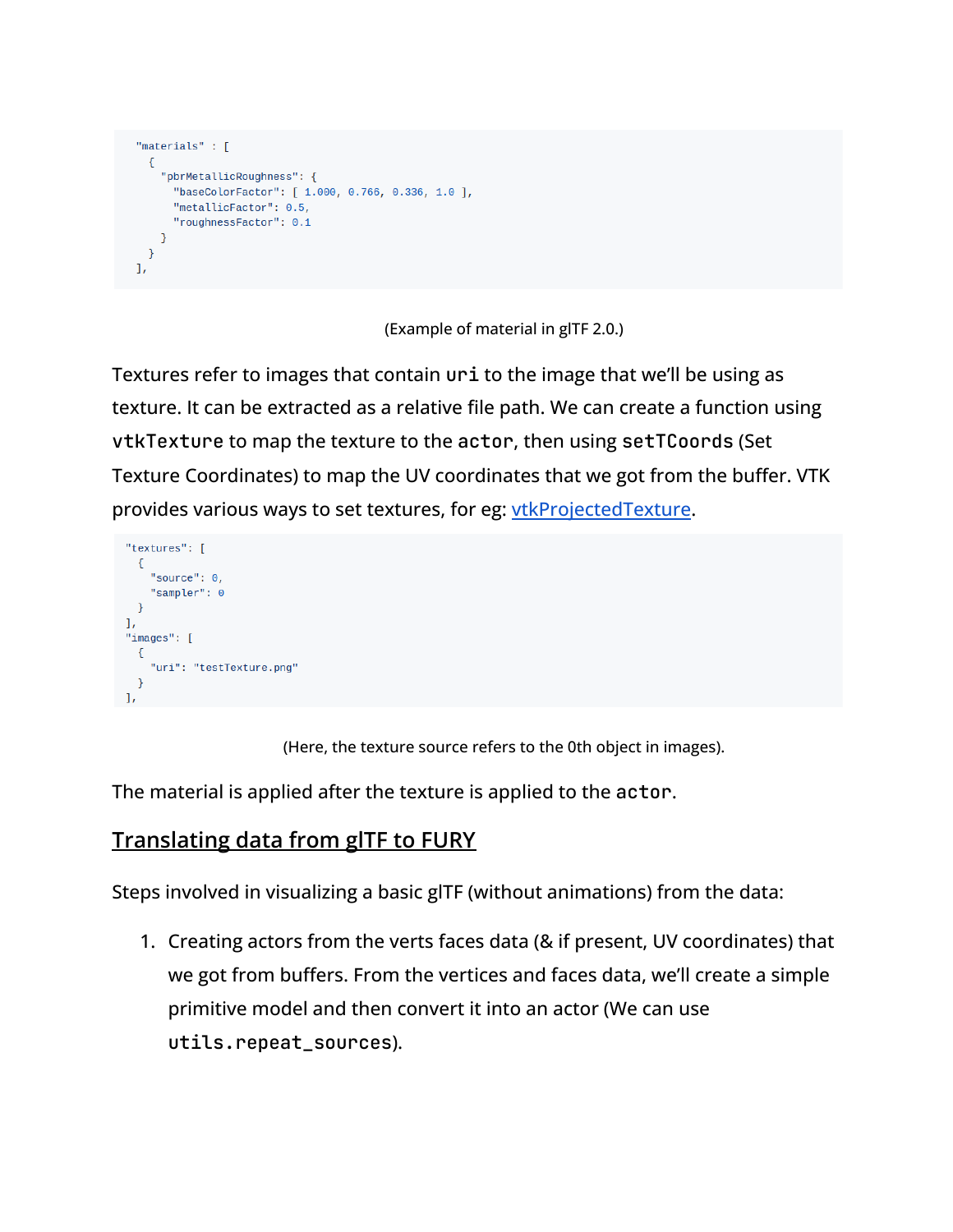```
"materials" : [
  {
    "pbrMetallicRoughness": {
      "baseColorFactor": [ 1.000, 0.766, 0.336, 1.0 ],
      "metallicFactor": 0.5,
      "roughnessFactor": 0.1
    }
  }
],
```

(Example of material in glTF 2.0.)

Textures refer to images that contain `uri` to the image that we'll be using as texture. It can be extracted as a relative file path. We can create a function using `vtkTexture` to map the texture to the `actor`, then using `setTCoords` (Set Texture Coordinates) to map the UV coordinates that we got from the buffer. VTK provides various ways to set textures, for eg: [vtkProjectedTexture](vtkProjectedTexture).

```
"textures": [
  {
    "source": 0,
    "sampler": 0
  }
],
"images": [
  {
    "uri": "testTexture.png"
  }
],
```

(Here, the texture source refers to the 0th object in images).

The material is applied after the texture is applied to the `actor`.

## Translating data from glTF to FURY

Steps involved in visualizing a basic glTF (without animations) from the data:

1. Creating actors from the verts faces data (& if present, UV coordinates) that we got from buffers. From the vertices and faces data, we'll create a simple primitive model and then convert it into an actor (We can use `utils.repeat_sources`).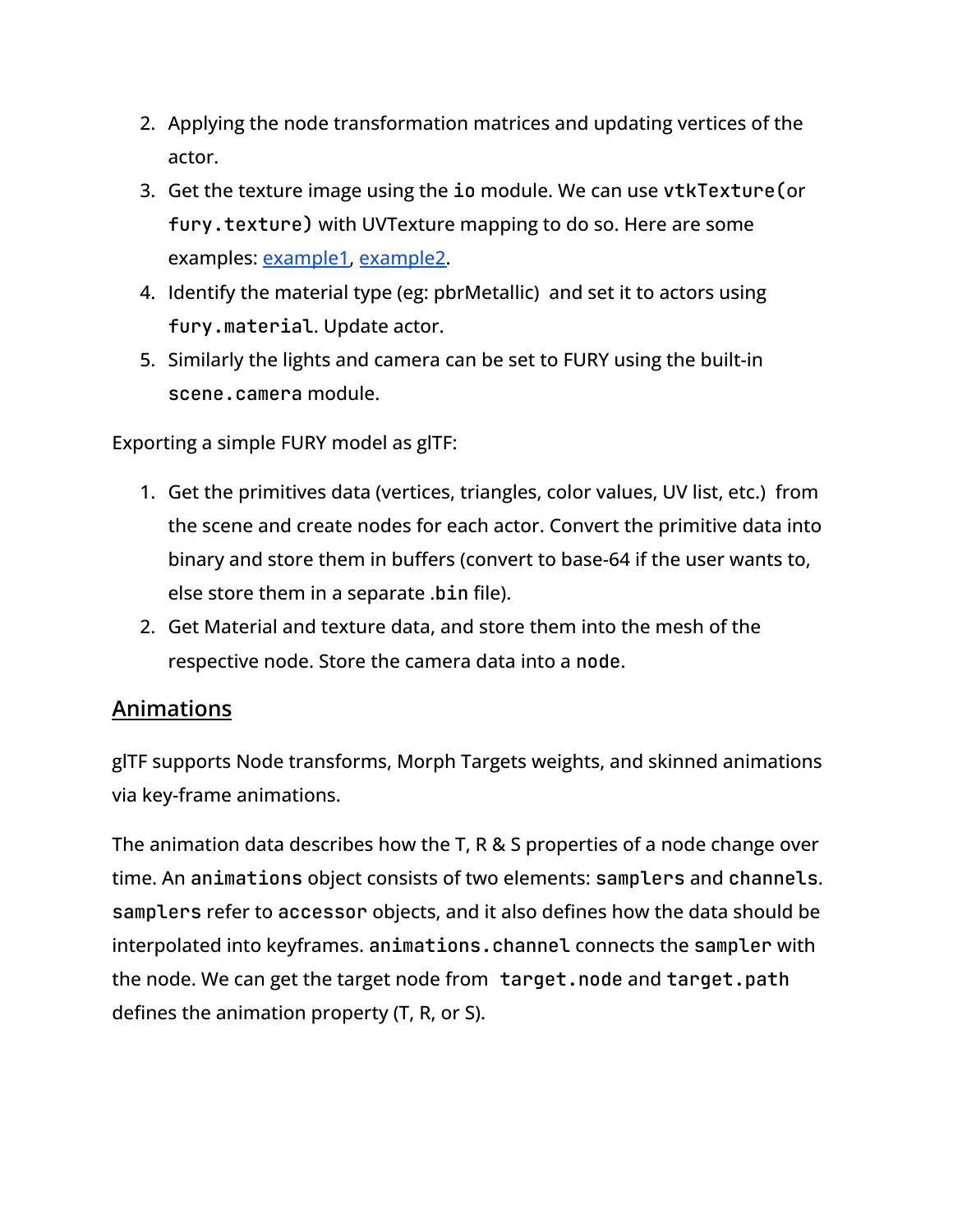2. Applying the node transformation matrices and updating vertices of the actor.
3. Get the texture image using the `io` module. We can use `vtkTexture(`or `fury.texture)` with UVTexture mapping to do so. Here are some examples: [example1](), [example2]().
4. Identify the material type (eg: pbrMetallic) and set it to actors using `fury.material`. Update actor.
5. Similarly the lights and camera can be set to FURY using the built-in `scene.camera` module.

Exporting a simple FURY model as glTF:

1. Get the primitives data (vertices, triangles, color values, UV list, etc.) from the scene and create nodes for each actor. Convert the primitive data into binary and store them in buffers (convert to base-64 if the user wants to, else store them in a separate .`bin` file).
2. Get Material and texture data, and store them into the mesh of the respective node. Store the camera data into a `node`.

## Animations

glTF supports Node transforms, Morph Targets weights, and skinned animations via key-frame animations.

The animation data describes how the T, R & S properties of a node change over time. An `animations` object consists of two elements: `samplers` and `channels`. `samplers` refer to `accessor` objects, and it also defines how the data should be interpolated into keyframes. `animations.channel` connects the `sampler` with the node. We can get the target node from `target.node` and `target.path` defines the animation property (T, R, or S).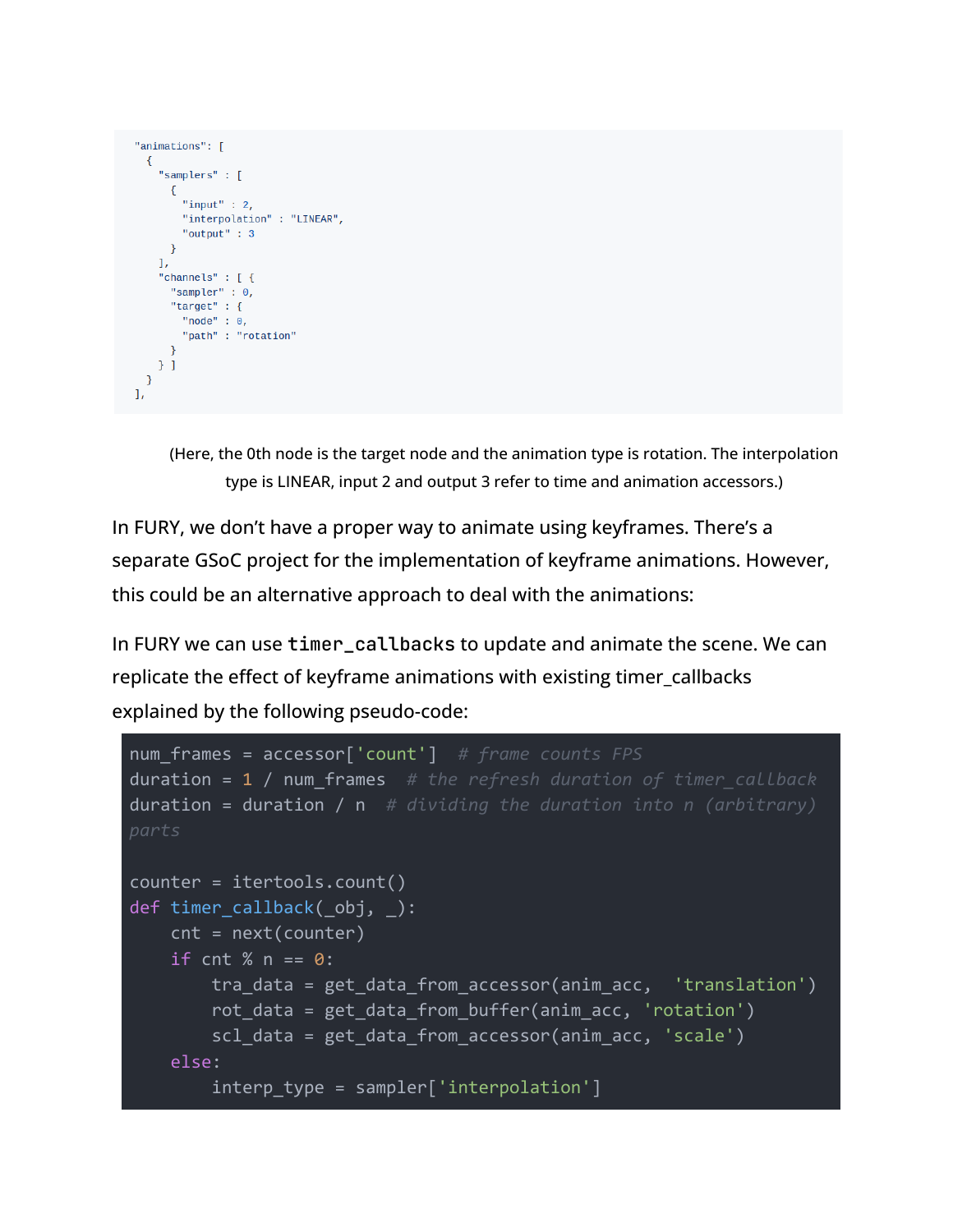```
"animations": [
  {
    "samplers" : [
      {
        "input" : 2,
        "interpolation" : "LINEAR",
        "output" : 3
      }
    ],
    "channels" : [ {
      "sampler" : 0,
      "target" : {
        "node" : 0,
        "path" : "rotation"
      }
    } ]
  }
],
```

(Here, the 0th node is the target node and the animation type is rotation. The interpolation type is LINEAR, input 2 and output 3 refer to time and animation accessors.)

In FURY, we don't have a proper way to animate using keyframes. There's a separate GSoC project for the implementation of keyframe animations. However, this could be an alternative approach to deal with the animations:

In FURY we can use `timer_callbacks` to update and animate the scene. We can replicate the effect of keyframe animations with existing timer_callbacks explained by the following pseudo-code:

```python
num_frames = accessor['count']  # frame counts FPS
duration = 1 / num_frames  # the refresh duration of timer_callback
duration = duration / n  # dividing the duration into n (arbitrary) parts

counter = itertools.count()
def timer_callback(_obj, _):
    cnt = next(counter)
    if cnt % n == 0:
        tra_data = get_data_from_accessor(anim_acc,  'translation')
        rot_data = get_data_from_buffer(anim_acc, 'rotation')
        scl_data = get_data_from_accessor(anim_acc, 'scale')
    else:
        interp_type = sampler['interpolation']
```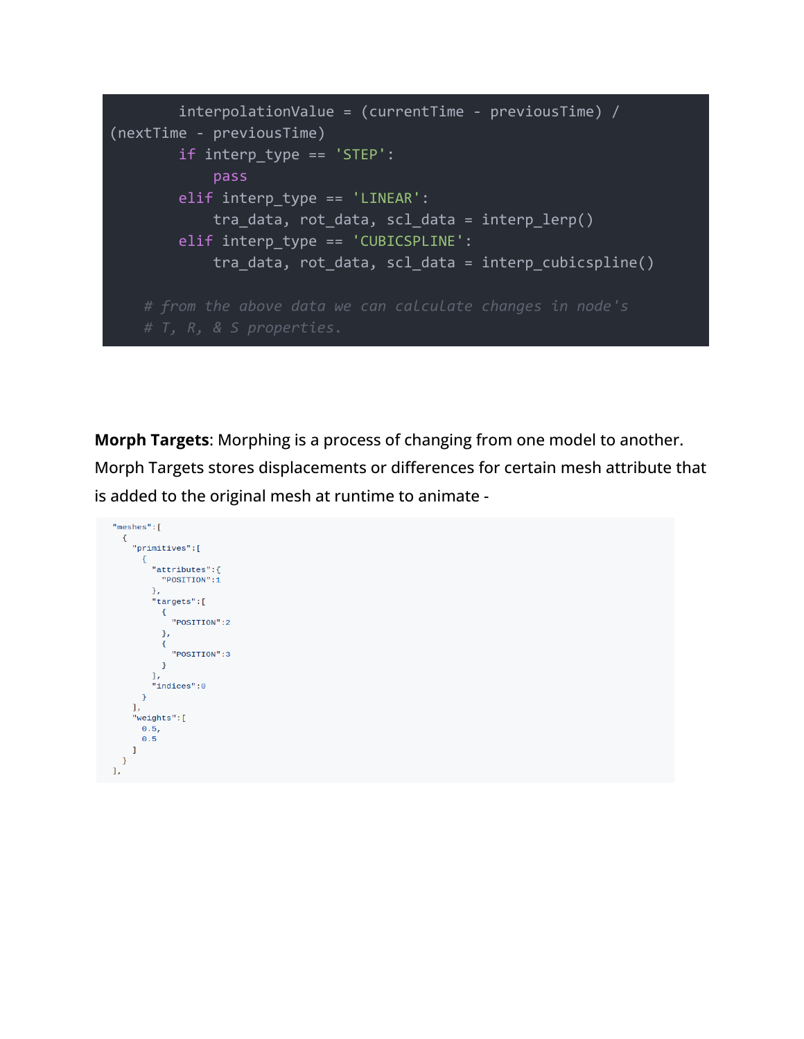```
        interpolationValue = (currentTime - previousTime) / 
(nextTime - previousTime)
        if interp_type == 'STEP':
            pass
        elif interp_type == 'LINEAR':
            tra_data, rot_data, scl_data = interp_lerp()
        elif interp_type == 'CUBICSPLINE':
            tra_data, rot_data, scl_data = interp_cubicspline()

    # from the above data we can calculate changes in node's
    # T, R, & S properties.
```

**Morph Targets**: Morphing is a process of changing from one model to another. Morph Targets stores displacements or differences for certain mesh attribute that is added to the original mesh at runtime to animate -

```
"meshes":[
  {
    "primitives":[
      {
        "attributes":{
          "POSITION":1
        },
        "targets":[
          {
            "POSITION":2
          },
          {
            "POSITION":3
          }
        ],
        "indices":0
      }
    ],
    "weights":[
      0.5,
      0.5
    ]
  }
],
```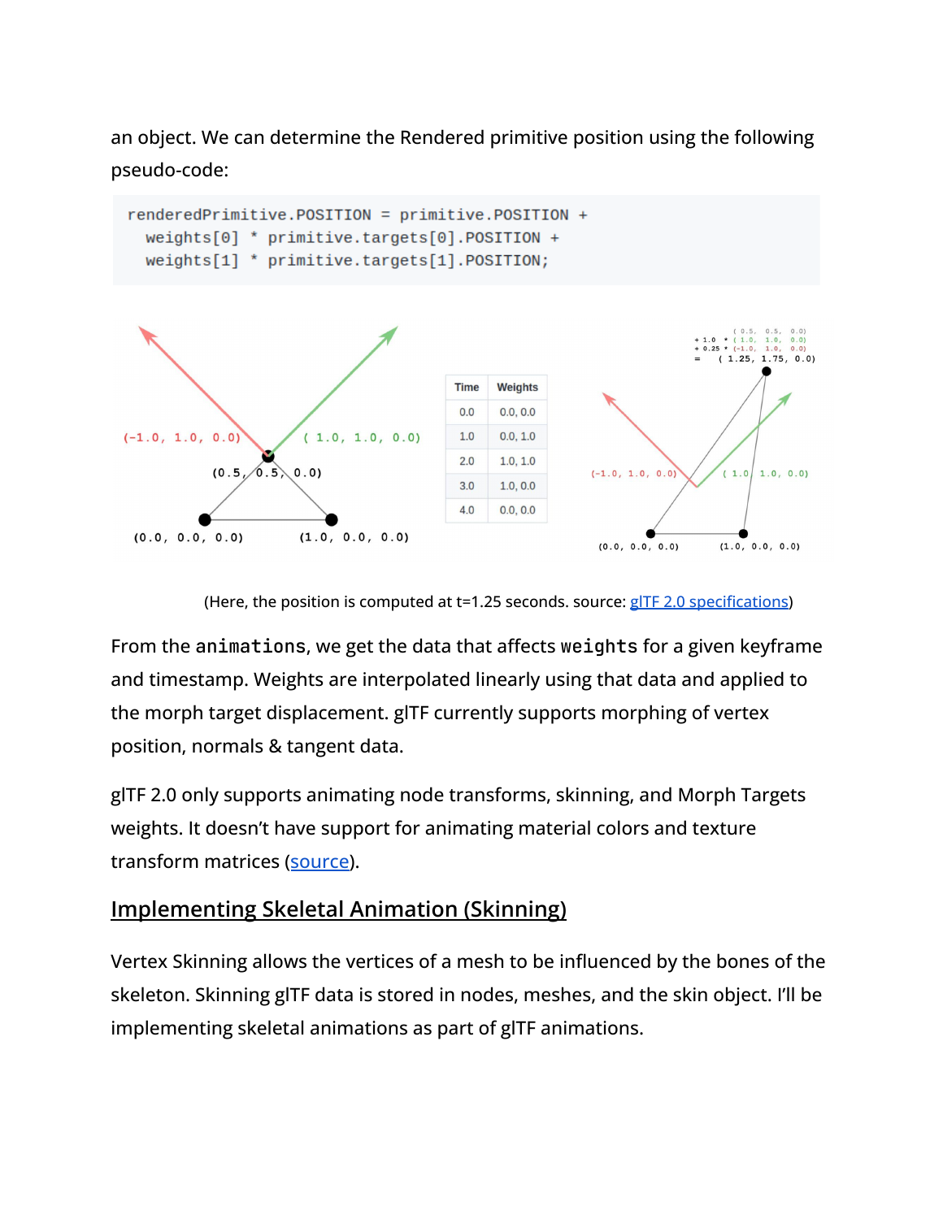an object. We can determine the Rendered primitive position using the following pseudo-code:

```
renderedPrimitive.POSITION = primitive.POSITION +
  weights[0] * primitive.targets[0].POSITION +
  weights[1] * primitive.targets[1].POSITION;
```

| Time | Weights |
|---|---|
| 0.0 | 0.0, 0.0 |
| 1.0 | 0.0, 1.0 |
| 2.0 | 1.0, 1.0 |
| 3.0 | 1.0, 0.0 |
| 4.0 | 0.0, 0.0 |

(Here, the position is computed at t=1.25 seconds. source: glTF 2.0 specifications)

From the `animations`, we get the data that affects `weights` for a given keyframe and timestamp. Weights are interpolated linearly using that data and applied to the morph target displacement. glTF currently supports morphing of vertex position, normals & tangent data.

glTF 2.0 only supports animating node transforms, skinning, and Morph Targets weights. It doesn't have support for animating material colors and texture transform matrices (source).

## Implementing Skeletal Animation (Skinning)

Vertex Skinning allows the vertices of a mesh to be influenced by the bones of the skeleton. Skinning glTF data is stored in nodes, meshes, and the skin object. I'll be implementing skeletal animations as part of glTF animations.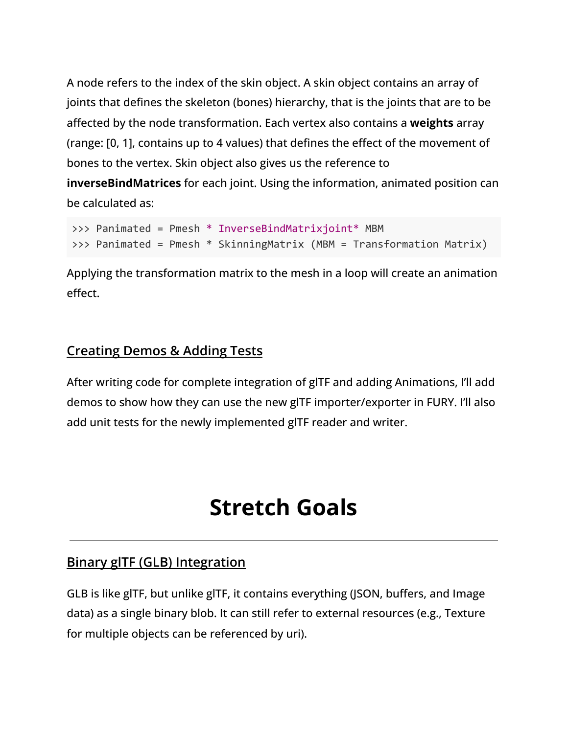A node refers to the index of the skin object. A skin object contains an array of joints that defines the skeleton (bones) hierarchy, that is the joints that are to be affected by the node transformation. Each vertex also contains a **weights** array (range: [0, 1], contains up to 4 values) that defines the effect of the movement of bones to the vertex. Skin object also gives us the reference to **inverseBindMatrices** for each joint. Using the information, animated position can be calculated as:

```
>>> Panimated = Pmesh * InverseBindMatrixjoint* MBM
>>> Panimated = Pmesh * SkinningMatrix (MBM = Transformation Matrix)
```

Applying the transformation matrix to the mesh in a loop will create an animation effect.

## Creating Demos & Adding Tests

After writing code for complete integration of glTF and adding Animations, I'll add demos to show how they can use the new glTF importer/exporter in FURY. I'll also add unit tests for the newly implemented glTF reader and writer.

# Stretch Goals

---

## Binary glTF (GLB) Integration

GLB is like glTF, but unlike glTF, it contains everything (JSON, buffers, and Image data) as a single binary blob. It can still refer to external resources (e.g., Texture for multiple objects can be referenced by uri).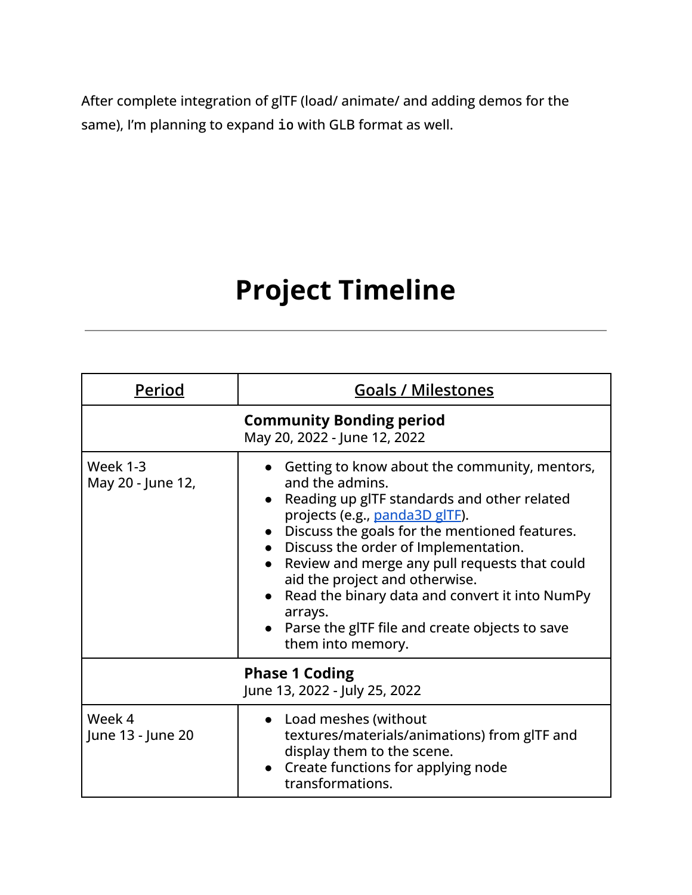After complete integration of glTF (load/ animate/ and adding demos for the same), I'm planning to expand `io` with GLB format as well.

# Project Timeline

| <u>Period</u> | <u>Goals / Milestones</u> |
|---|---|
| | **Community Bonding period**<br>May 20, 2022 - June 12, 2022 |
| Week 1-3<br>May 20 - June 12, | • Getting to know about the community, mentors, and the admins.<br>• Reading up glTF standards and other related projects (e.g., [panda3D glTF](panda3D glTF)).<br>• Discuss the goals for the mentioned features.<br>• Discuss the order of Implementation.<br>• Review and merge any pull requests that could aid the project and otherwise.<br>• Read the binary data and convert it into NumPy arrays.<br>• Parse the glTF file and create objects to save them into memory. |
| | **Phase 1 Coding**<br>June 13, 2022 - July 25, 2022 |
| Week 4<br>June 13 - June 20 | • Load meshes (without textures/materials/animations) from glTF and display them to the scene.<br>• Create functions for applying node transformations. |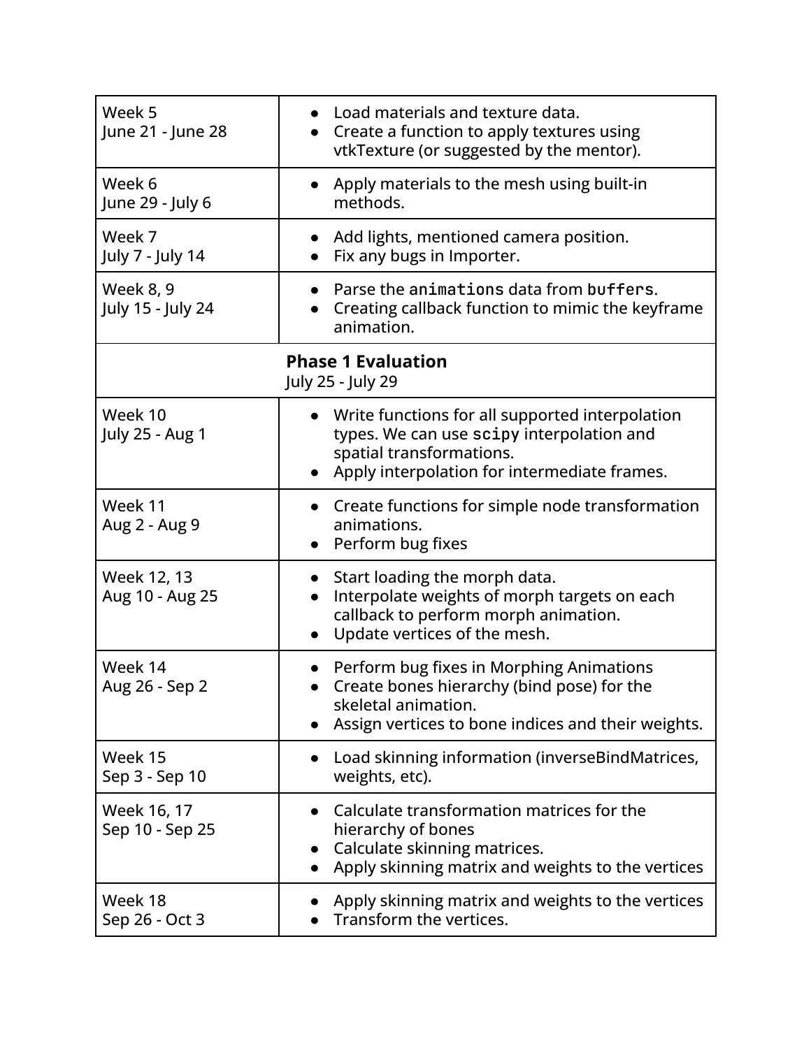| | |
|---|---|
| Week 5<br>June 21 - June 28 | • Load materials and texture data.<br>• Create a function to apply textures using vtkTexture (or suggested by the mentor). |
| Week 6<br>June 29 - July 6 | • Apply materials to the mesh using built-in methods. |
| Week 7<br>July 7 - July 14 | • Add lights, mentioned camera position.<br>• Fix any bugs in Importer. |
| Week 8, 9<br>July 15 - July 24 | • Parse the `animations` data from `buffers`.<br>• Creating callback function to mimic the keyframe animation. |
| **Phase 1 Evaluation**<br>July 25 - July 29 | |
| Week 10<br>July 25 - Aug 1 | • Write functions for all supported interpolation types. We can use `scipy` interpolation and spatial transformations.<br>• Apply interpolation for intermediate frames. |
| Week 11<br>Aug 2 - Aug 9 | • Create functions for simple node transformation animations.<br>• Perform bug fixes |
| Week 12, 13<br>Aug 10 - Aug 25 | • Start loading the morph data.<br>• Interpolate weights of morph targets on each callback to perform morph animation.<br>• Update vertices of the mesh. |
| Week 14<br>Aug 26 - Sep 2 | • Perform bug fixes in Morphing Animations<br>• Create bones hierarchy (bind pose) for the skeletal animation.<br>• Assign vertices to bone indices and their weights. |
| Week 15<br>Sep 3 - Sep 10 | • Load skinning information (inverseBindMatrices, weights, etc). |
| Week 16, 17<br>Sep 10 - Sep 25 | • Calculate transformation matrices for the hierarchy of bones<br>• Calculate skinning matrices.<br>• Apply skinning matrix and weights to the vertices |
| Week 18<br>Sep 26 - Oct 3 | • Apply skinning matrix and weights to the vertices<br>• Transform the vertices. |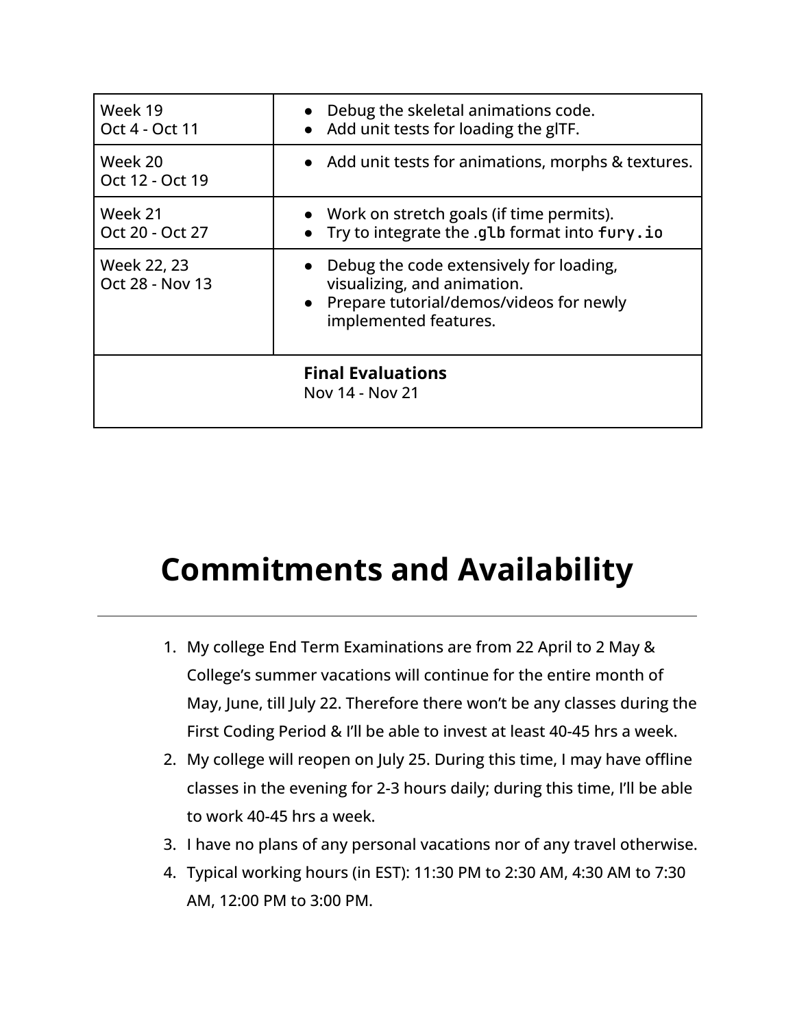| | |
|---|---|
| Week 19<br>Oct 4 - Oct 11 | • Debug the skeletal animations code.<br>• Add unit tests for loading the glTF. |
| Week 20<br>Oct 12 - Oct 19 | • Add unit tests for animations, morphs & textures. |
| Week 21<br>Oct 20 - Oct 27 | • Work on stretch goals (if time permits).<br>• Try to integrate the `.glb` format into `fury.io` |
| Week 22, 23<br>Oct 28 - Nov 13 | • Debug the code extensively for loading, visualizing, and animation.<br>• Prepare tutorial/demos/videos for newly implemented features. |
| **Final Evaluations**<br>Nov 14 - Nov 21 | |

# Commitments and Availability

1. My college End Term Examinations are from 22 April to 2 May & College's summer vacations will continue for the entire month of May, June, till July 22. Therefore there won't be any classes during the First Coding Period & I'll be able to invest at least 40-45 hrs a week.
2. My college will reopen on July 25. During this time, I may have offline classes in the evening for 2-3 hours daily; during this time, I'll be able to work 40-45 hrs a week.
3. I have no plans of any personal vacations nor of any travel otherwise.
4. Typical working hours (in EST): 11:30 PM to 2:30 AM, 4:30 AM to 7:30 AM, 12:00 PM to 3:00 PM.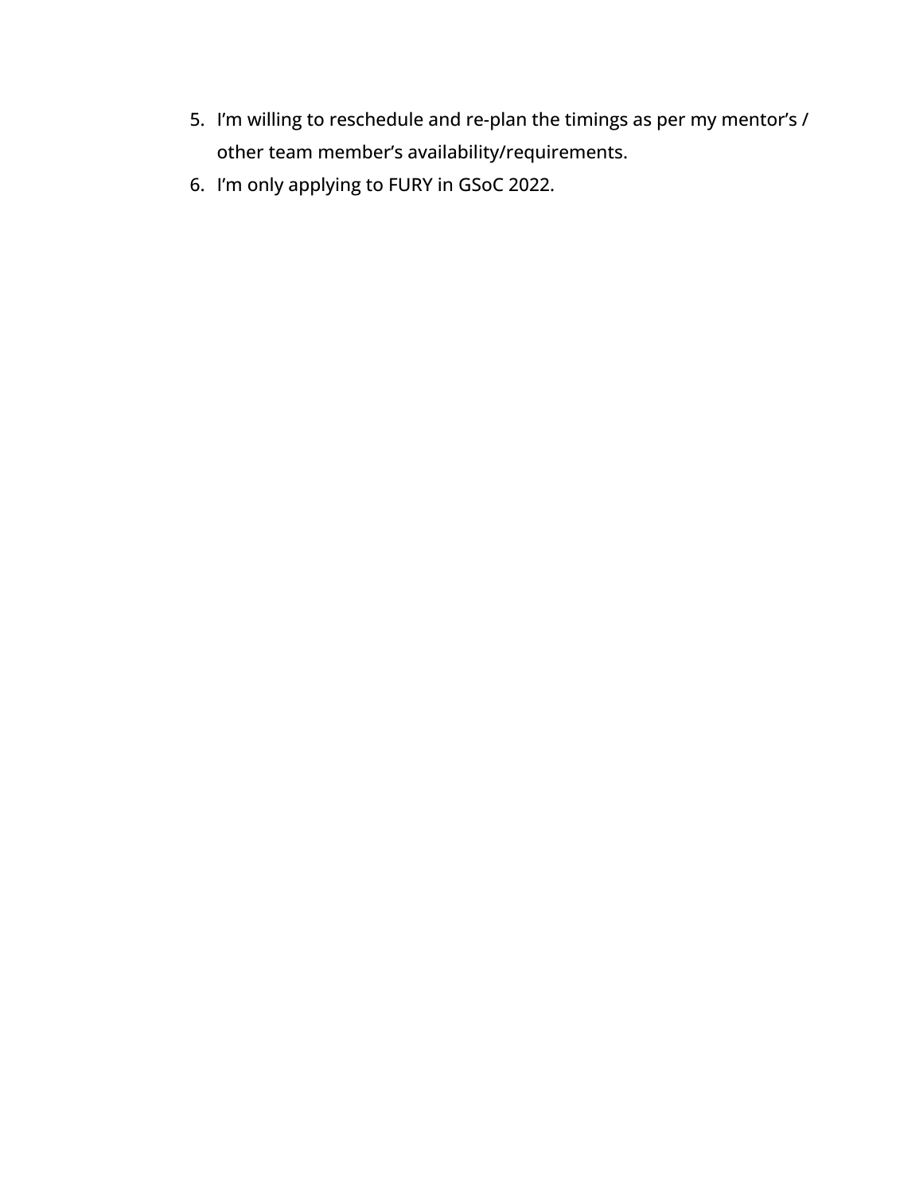5. I’m willing to reschedule and re-plan the timings as per my mentor’s / other team member’s availability/requirements.
6. I’m only applying to FURY in GSoC 2022.